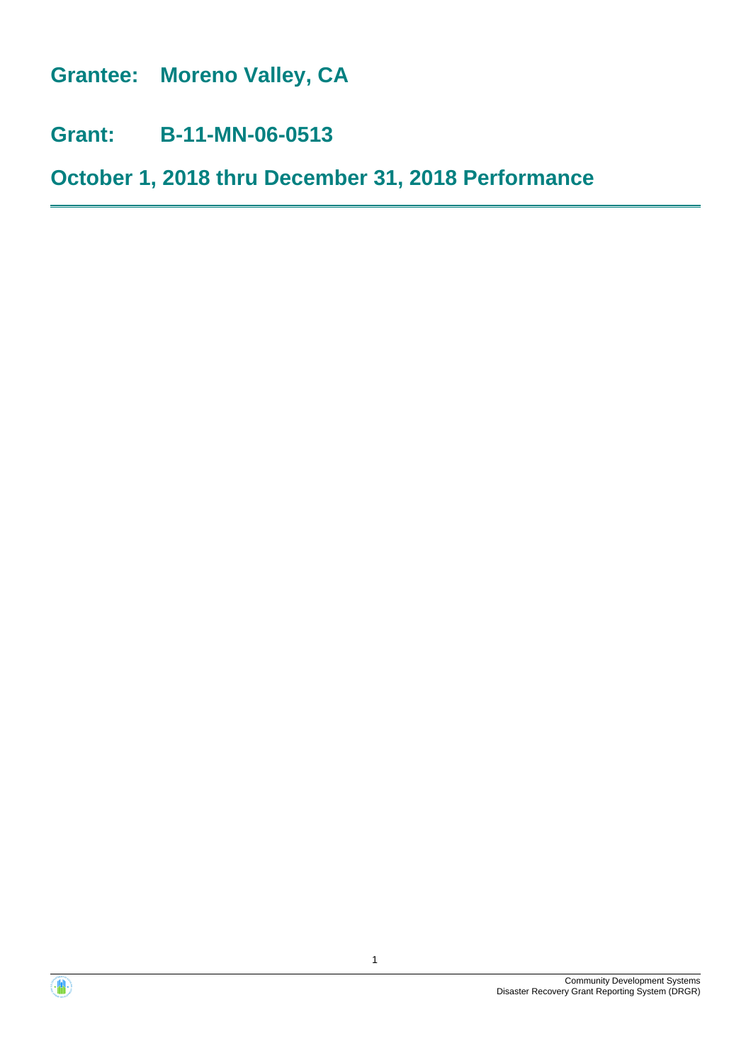# Grantee: Moreno Valley, CA

# Grant: B-11-MN-06-0513

# October 1, 2018 thru December 31, 2018 Performance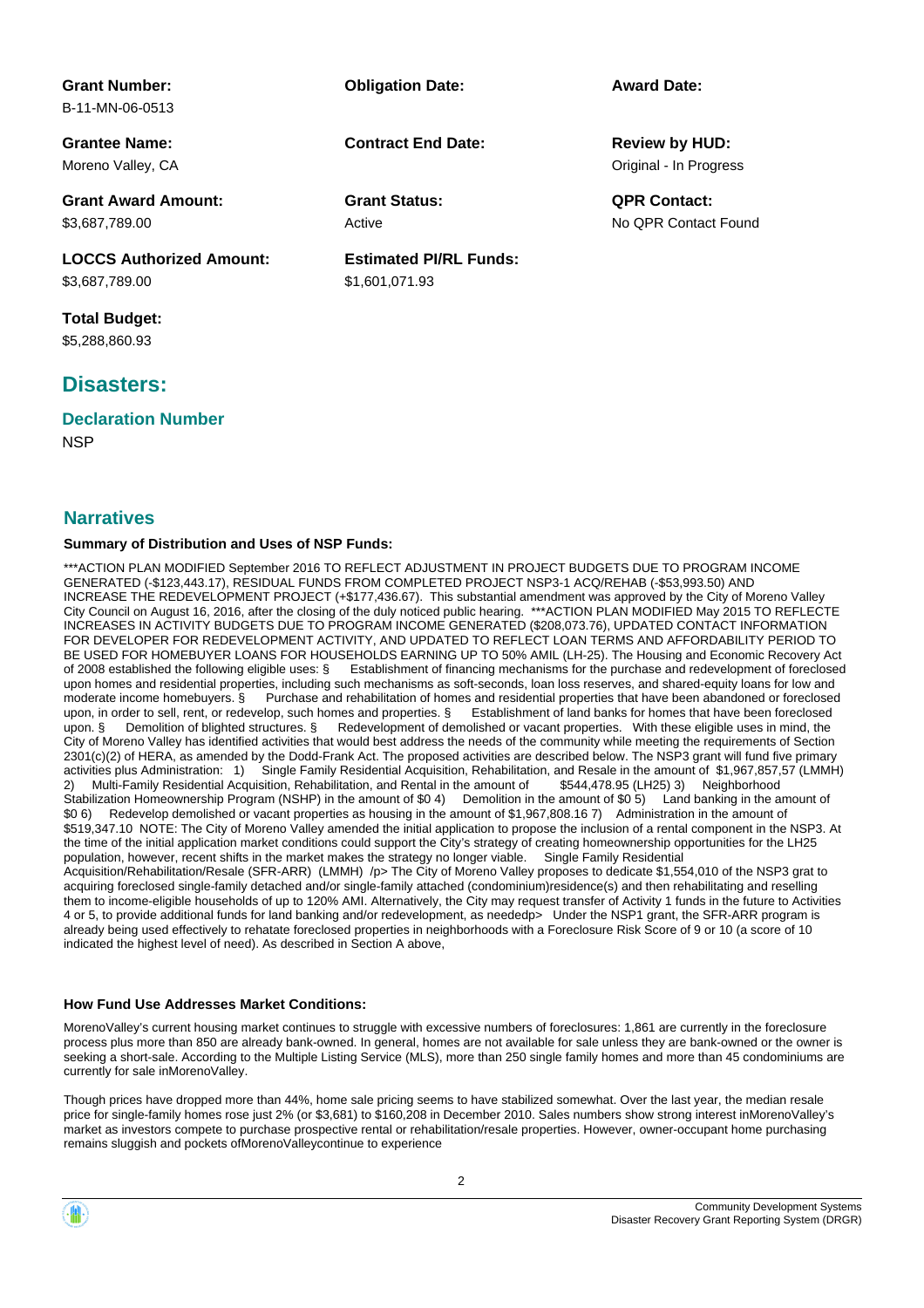**Grant Number:**
B-11-MN-06-0513

**Obligation Date:**

**Award Date:**

**Grantee Name:**
Moreno Valley, CA

**Contract End Date:**

**Review by HUD:**
Original - In Progress

**Grant Award Amount:**
$3,687,789.00

**Grant Status:**
Active

**QPR Contact:**
No QPR Contact Found

**LOCCS Authorized Amount:**
$3,687,789.00

**Estimated PI/RL Funds:**
$1,601,071.93

**Total Budget:**
$5,288,860.93

## Disasters:

### Declaration Number

NSP

## Narratives

**Summary of Distribution and Uses of NSP Funds:**

***ACTION PLAN MODIFIED September 2016 TO REFLECT ADJUSTMENT IN PROJECT BUDGETS DUE TO PROGRAM INCOME GENERATED (-$123,443.17), RESIDUAL FUNDS FROM COMPLETED PROJECT NSP3-1 ACQ/REHAB (-$53,993.50) AND INCREASE THE REDEVELOPMENT PROJECT (+$177,436.67). This substantial amendment was approved by the City of Moreno Valley City Council on August 16, 2016, after the closing of the duly noticed public hearing. ***ACTION PLAN MODIFIED May 2015 TO REFLECTE INCREASES IN ACTIVITY BUDGETS DUE TO PROGRAM INCOME GENERATED ($208,073.76), UPDATED CONTACT INFORMATION FOR DEVELOPER FOR REDEVELOPMENT ACTIVITY, AND UPDATED TO REFLECT LOAN TERMS AND AFFORDABILITY PERIOD TO BE USED FOR HOMEBUYER LOANS FOR HOUSEHOLDS EARNING UP TO 50% AMIL (LH-25). The Housing and Economic Recovery Act of 2008 established the following eligible uses: § Establishment of financing mechanisms for the purchase and redevelopment of foreclosed upon homes and residential properties, including such mechanisms as soft-seconds, loan loss reserves, and shared-equity loans for low and moderate income homebuyers. § Purchase and rehabilitation of homes and residential properties that have been abandoned or foreclosed upon, in order to sell, rent, or redevelop, such homes and properties. § Establishment of land banks for homes that have been foreclosed upon. § Demolition of blighted structures. § Redevelopment of demolished or vacant properties. With these eligible uses in mind, the City of Moreno Valley has identified activities that would best address the needs of the community while meeting the requirements of Section 2301(c)(2) of HERA, as amended by the Dodd-Frank Act. The proposed activities are described below. The NSP3 grant will fund five primary activities plus Administration: 1) Single Family Residential Acquisition, Rehabilitation, and Resale in the amount of $1,967,857,57 (LMMH) 2) Multi-Family Residential Acquisition, Rehabilitation, and Rental in the amount of $544,478.95 (LH25) 3) Neighborhood Stabilization Homeownership Program (NSHP) in the amount of $0 4) Demolition in the amount of $0 5) Land banking in the amount of $0 6) Redevelop demolished or vacant properties as housing in the amount of $1,967,808.16 7) Administration in the amount of $519,347.10 NOTE: The City of Moreno Valley amended the initial application to propose the inclusion of a rental component in the NSP3. At the time of the initial application market conditions could support the City's strategy of creating homeownership opportunities for the LH25 population, however, recent shifts in the market makes the strategy no longer viable. Single Family Residential Acquisition/Rehabilitation/Resale (SFR-ARR) (LMMH) /p> The City of Moreno Valley proposes to dedicate $1,554,010 of the NSP3 grat to acquiring foreclosed single-family detached and/or single-family attached (condominium)residence(s) and then rehabilitating and reselling them to income-eligible households of up to 120% AMI. Alternatively, the City may request transfer of Activity 1 funds in the future to Activities 4 or 5, to provide additional funds for land banking and/or redevelopment, as neededp> Under the NSP1 grant, the SFR-ARR program is already being used effectively to rehatate foreclosed properties in neighborhoods with a Foreclosure Risk Score of 9 or 10 (a score of 10 indicated the highest level of need). As described in Section A above,

**How Fund Use Addresses Market Conditions:**

MorenoValley's current housing market continues to struggle with excessive numbers of foreclosures: 1,861 are currently in the foreclosure process plus more than 850 are already bank-owned. In general, homes are not available for sale unless they are bank-owned or the owner is seeking a short-sale. According to the Multiple Listing Service (MLS), more than 250 single family homes and more than 45 condominiums are currently for sale inMorenoValley.

Though prices have dropped more than 44%, home sale pricing seems to have stabilized somewhat. Over the last year, the median resale price for single-family homes rose just 2% (or $3,681) to $160,208 in December 2010. Sales numbers show strong interest inMorenoValley's market as investors compete to purchase prospective rental or rehabilitation/resale properties. However, owner-occupant home purchasing remains sluggish and pockets ofMorenoValleycontinue to experience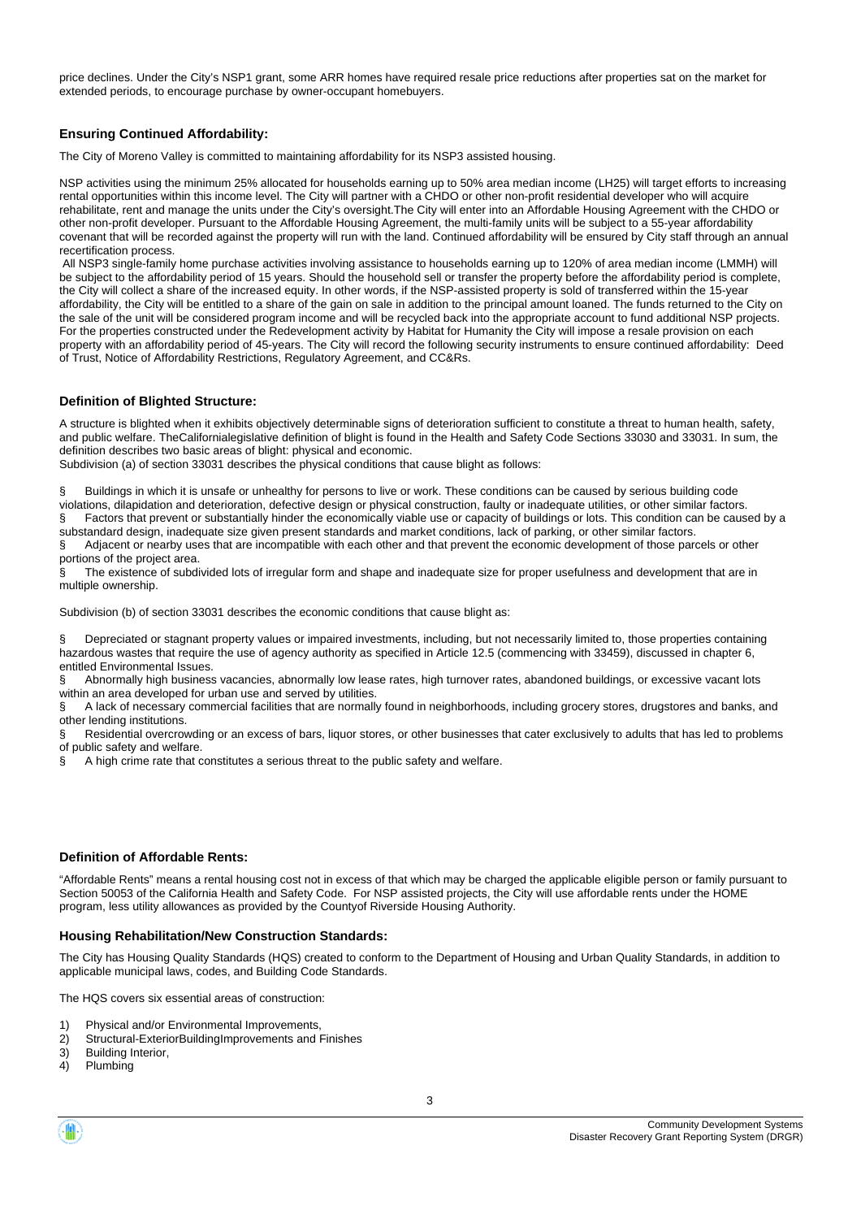price declines. Under the City's NSP1 grant, some ARR homes have required resale price reductions after properties sat on the market for extended periods, to encourage purchase by owner-occupant homebuyers.

### Ensuring Continued Affordability:

The City of Moreno Valley is committed to maintaining affordability for its NSP3 assisted housing.

NSP activities using the minimum 25% allocated for households earning up to 50% area median income (LH25) will target efforts to increasing rental opportunities within this income level. The City will partner with a CHDO or other non-profit residential developer who will acquire rehabilitate, rent and manage the units under the City's oversight.The City will enter into an Affordable Housing Agreement with the CHDO or other non-profit developer. Pursuant to the Affordable Housing Agreement, the multi-family units will be subject to a 55-year affordability covenant that will be recorded against the property will run with the land. Continued affordability will be ensured by City staff through an annual recertification process.

All NSP3 single-family home purchase activities involving assistance to households earning up to 120% of area median income (LMMH) will be subject to the affordability period of 15 years. Should the household sell or transfer the property before the affordability period is complete, the City will collect a share of the increased equity. In other words, if the NSP-assisted property is sold of transferred within the 15-year affordability, the City will be entitled to a share of the gain on sale in addition to the principal amount loaned. The funds returned to the City on the sale of the unit will be considered program income and will be recycled back into the appropriate account to fund additional NSP projects. For the properties constructed under the Redevelopment activity by Habitat for Humanity the City will impose a resale provision on each property with an affordability period of 45-years. The City will record the following security instruments to ensure continued affordability: Deed of Trust, Notice of Affordability Restrictions, Regulatory Agreement, and CC&Rs.

### Definition of Blighted Structure:

A structure is blighted when it exhibits objectively determinable signs of deterioration sufficient to constitute a threat to human health, safety, and public welfare. TheCalifornialegislative definition of blight is found in the Health and Safety Code Sections 33030 and 33031. In sum, the definition describes two basic areas of blight: physical and economic.
Subdivision (a) of section 33031 describes the physical conditions that cause blight as follows:

§ Buildings in which it is unsafe or unhealthy for persons to live or work. These conditions can be caused by serious building code violations, dilapidation and deterioration, defective design or physical construction, faulty or inadequate utilities, or other similar factors.
§ Factors that prevent or substantially hinder the economically viable use or capacity of buildings or lots. This condition can be caused by a substandard design, inadequate size given present standards and market conditions, lack of parking, or other similar factors.
§ Adjacent or nearby uses that are incompatible with each other and that prevent the economic development of those parcels or other portions of the project area.
§ The existence of subdivided lots of irregular form and shape and inadequate size for proper usefulness and development that are in multiple ownership.

Subdivision (b) of section 33031 describes the economic conditions that cause blight as:

§ Depreciated or stagnant property values or impaired investments, including, but not necessarily limited to, those properties containing hazardous wastes that require the use of agency authority as specified in Article 12.5 (commencing with 33459), discussed in chapter 6, entitled Environmental Issues.
§ Abnormally high business vacancies, abnormally low lease rates, high turnover rates, abandoned buildings, or excessive vacant lots within an area developed for urban use and served by utilities.
§ A lack of necessary commercial facilities that are normally found in neighborhoods, including grocery stores, drugstores and banks, and other lending institutions.
§ Residential overcrowding or an excess of bars, liquor stores, or other businesses that cater exclusively to adults that has led to problems of public safety and welfare.
§ A high crime rate that constitutes a serious threat to the public safety and welfare.

### Definition of Affordable Rents:

"Affordable Rents" means a rental housing cost not in excess of that which may be charged the applicable eligible person or family pursuant to Section 50053 of the California Health and Safety Code. For NSP assisted projects, the City will use affordable rents under the HOME program, less utility allowances as provided by the Countyof Riverside Housing Authority.

### Housing Rehabilitation/New Construction Standards:

The City has Housing Quality Standards (HQS) created to conform to the Department of Housing and Urban Quality Standards, in addition to applicable municipal laws, codes, and Building Code Standards.

The HQS covers six essential areas of construction:

1) Physical and/or Environmental Improvements,
2) Structural-ExteriorBuildingImprovements and Finishes
3) Building Interior,
4) Plumbing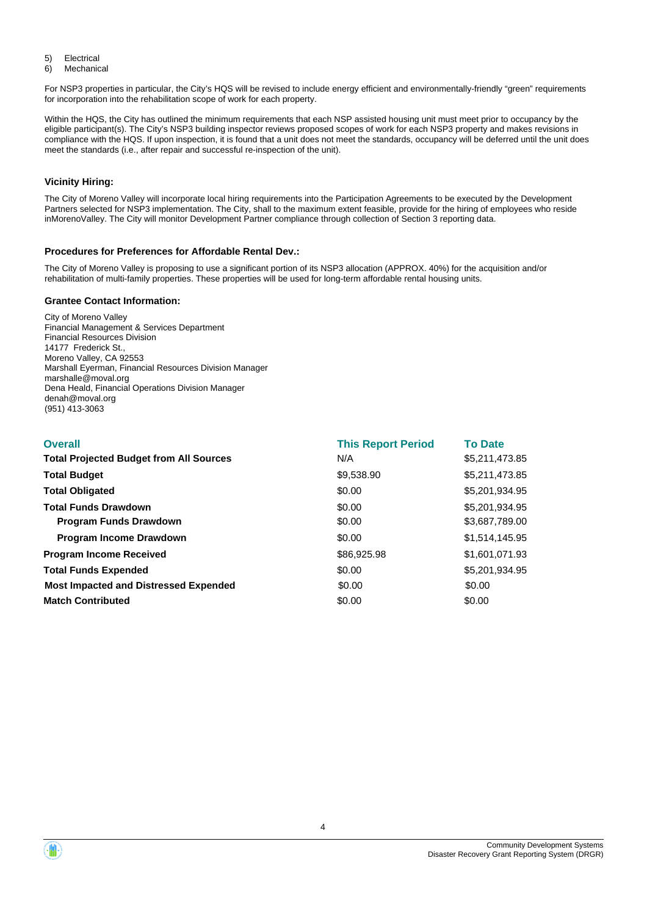5) Electrical
6) Mechanical

For NSP3 properties in particular, the City's HQS will be revised to include energy efficient and environmentally-friendly "green" requirements for incorporation into the rehabilitation scope of work for each property.

Within the HQS, the City has outlined the minimum requirements that each NSP assisted housing unit must meet prior to occupancy by the eligible participant(s). The City's NSP3 building inspector reviews proposed scopes of work for each NSP3 property and makes revisions in compliance with the HQS. If upon inspection, it is found that a unit does not meet the standards, occupancy will be deferred until the unit does meet the standards (i.e., after repair and successful re-inspection of the unit).

### Vicinity Hiring:

The City of Moreno Valley will incorporate local hiring requirements into the Participation Agreements to be executed by the Development Partners selected for NSP3 implementation. The City, shall to the maximum extent feasible, provide for the hiring of employees who reside inMorenoValley. The City will monitor Development Partner compliance through collection of Section 3 reporting data.

### Procedures for Preferences for Affordable Rental Dev.:

The City of Moreno Valley is proposing to use a significant portion of its NSP3 allocation (APPROX. 40%) for the acquisition and/or rehabilitation of multi-family properties. These properties will be used for long-term affordable rental housing units.

### Grantee Contact Information:

City of Moreno Valley
Financial Management & Services Department
Financial Resources Division
14177 Frederick St.,
Moreno Valley, CA 92553
Marshall Eyerman, Financial Resources Division Manager
marshalle@moval.org
Dena Heald, Financial Operations Division Manager
denah@moval.org
(951) 413-3063

| Overall | This Report Period | To Date |
|---|---|---|
| **Total Projected Budget from All Sources** | N/A | $5,211,473.85 |
| **Total Budget** | $9,538.90 | $5,211,473.85 |
| **Total Obligated** | $0.00 | $5,201,934.95 |
| **Total Funds Drawdown** | $0.00 | $5,201,934.95 |
| **Program Funds Drawdown** | $0.00 | $3,687,789.00 |
| **Program Income Drawdown** | $0.00 | $1,514,145.95 |
| **Program Income Received** | $86,925.98 | $1,601,071.93 |
| **Total Funds Expended** | $0.00 | $5,201,934.95 |
| **Most Impacted and Distressed Expended** | $0.00 | $0.00 |
| **Match Contributed** | $0.00 | $0.00 |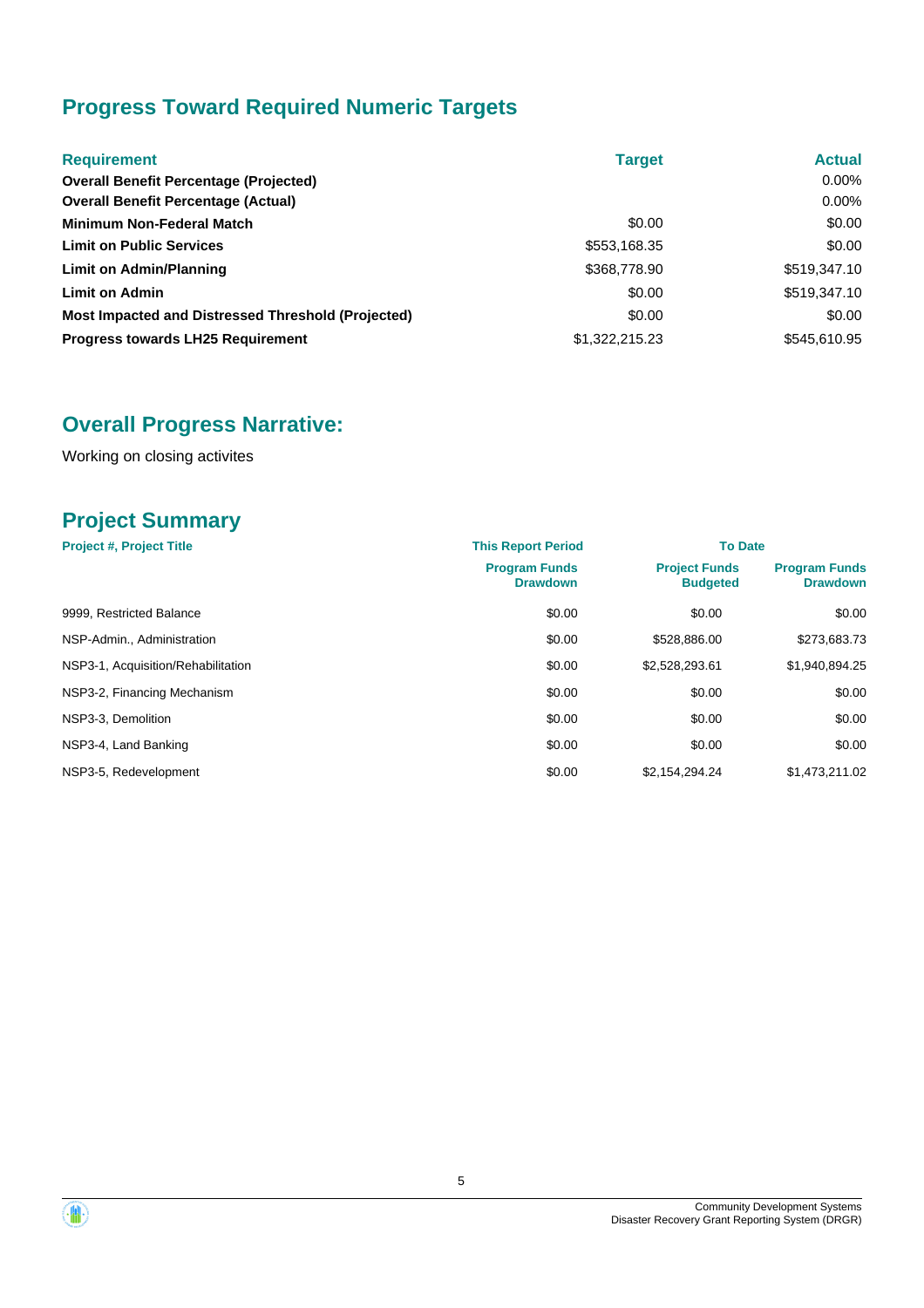## Progress Toward Required Numeric Targets

| Requirement | Target | Actual |
|---|---|---|
| **Overall Benefit Percentage (Projected)** | | 0.00% |
| **Overall Benefit Percentage (Actual)** | | 0.00% |
| **Minimum Non-Federal Match** | $0.00 | $0.00 |
| **Limit on Public Services** | $553,168.35 | $0.00 |
| **Limit on Admin/Planning** | $368,778.90 | $519,347.10 |
| **Limit on Admin** | $0.00 | $519,347.10 |
| **Most Impacted and Distressed Threshold (Projected)** | $0.00 | $0.00 |
| **Progress towards LH25 Requirement** | $1,322,215.23 | $545,610.95 |

## Overall Progress Narrative:

Working on closing activites

## Project Summary

| Project #, Project Title | This Report Period | To Date | |
|---|---|---|---|
| | Program Funds Drawdown | Project Funds Budgeted | Program Funds Drawdown |
| 9999, Restricted Balance | $0.00 | $0.00 | $0.00 |
| NSP-Admin., Administration | $0.00 | $528,886.00 | $273,683.73 |
| NSP3-1, Acquisition/Rehabilitation | $0.00 | $2,528,293.61 | $1,940,894.25 |
| NSP3-2, Financing Mechanism | $0.00 | $0.00 | $0.00 |
| NSP3-3, Demolition | $0.00 | $0.00 | $0.00 |
| NSP3-4, Land Banking | $0.00 | $0.00 | $0.00 |
| NSP3-5, Redevelopment | $0.00 | $2,154,294.24 | $1,473,211.02 |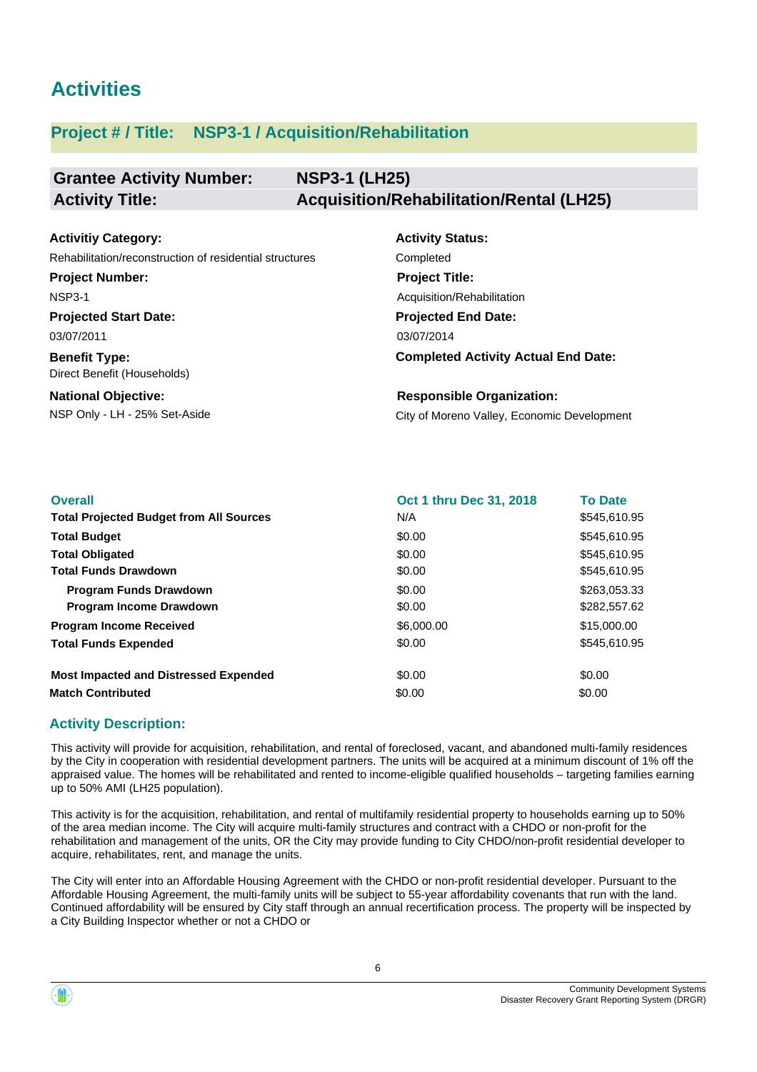# Activities

## Project # / Title: NSP3-1 / Acquisition/Rehabilitation

| **Grantee Activity Number:** | **NSP3-1 (LH25)** |
|---|---|
| **Activity Title:** | **Acquisition/Rehabilitation/Rental (LH25)** |

**Activitiy Category:**
Rehabilitation/reconstruction of residential structures

**Activity Status:**
Completed

**Project Number:**
NSP3-1

**Project Title:**
Acquisition/Rehabilitation

**Projected Start Date:**
03/07/2011

**Projected End Date:**
03/07/2014

**Benefit Type:**
Direct Benefit (Households)

**Completed Activity Actual End Date:**

**National Objective:**
NSP Only - LH - 25% Set-Aside

**Responsible Organization:**
City of Moreno Valley, Economic Development

| Overall | Oct 1 thru Dec 31, 2018 | To Date |
|---|---|---|
| **Total Projected Budget from All Sources** | N/A | $545,610.95 |
| **Total Budget** | $0.00 | $545,610.95 |
| **Total Obligated** | $0.00 | $545,610.95 |
| **Total Funds Drawdown** | $0.00 | $545,610.95 |
| **Program Funds Drawdown** | $0.00 | $263,053.33 |
| **Program Income Drawdown** | $0.00 | $282,557.62 |
| **Program Income Received** | $6,000.00 | $15,000.00 |
| **Total Funds Expended** | $0.00 | $545,610.95 |
| **Most Impacted and Distressed Expended** | $0.00 | $0.00 |
| **Match Contributed** | $0.00 | $0.00 |

### Activity Description:

This activity will provide for acquisition, rehabilitation, and rental of foreclosed, vacant, and abandoned multi-family residences by the City in cooperation with residential development partners. The units will be acquired at a minimum discount of 1% off the appraised value. The homes will be rehabilitated and rented to income-eligible qualified households – targeting families earning up to 50% AMI (LH25 population).

This activity is for the acquisition, rehabilitation, and rental of multifamily residential property to households earning up to 50% of the area median income. The City will acquire multi-family structures and contract with a CHDO or non-profit for the rehabilitation and management of the units, OR the City may provide funding to City CHDO/non-profit residential developer to acquire, rehabilitates, rent, and manage the units.

The City will enter into an Affordable Housing Agreement with the CHDO or non-profit residential developer. Pursuant to the Affordable Housing Agreement, the multi-family units will be subject to 55-year affordability covenants that run with the land. Continued affordability will be ensured by City staff through an annual recertification process. The property will be inspected by a City Building Inspector whether or not a CHDO or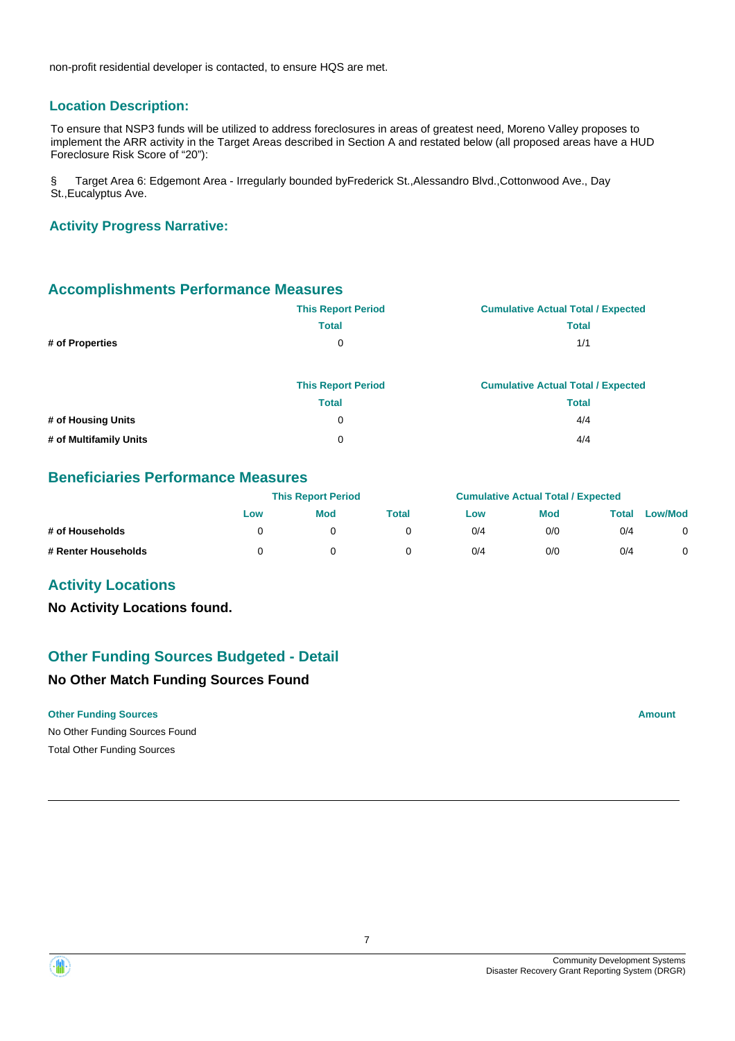non-profit residential developer is contacted, to ensure HQS are met.

## Location Description:

To ensure that NSP3 funds will be utilized to address foreclosures in areas of greatest need, Moreno Valley proposes to implement the ARR activity in the Target Areas described in Section A and restated below (all proposed areas have a HUD Foreclosure Risk Score of "20"):

§ Target Area 6: Edgemont Area - Irregularly bounded byFrederick St.,Alessandro Blvd.,Cottonwood Ave., Day St.,Eucalyptus Ave.

## Activity Progress Narrative:

## Accomplishments Performance Measures

| | This Report Period | Cumulative Actual Total / Expected |
|---|---|---|
| | Total | Total |
| **# of Properties** | 0 | 1/1 |

| | This Report Period | Cumulative Actual Total / Expected |
|---|---|---|
| | Total | Total |
| **# of Housing Units** | 0 | 4/4 |
| **# of Multifamily Units** | 0 | 4/4 |

## Beneficiaries Performance Measures

| | This Report Period | | | Cumulative Actual Total / Expected | | | |
|---|---|---|---|---|---|---|---|
| | Low | Mod | Total | Low | Mod | Total | Low/Mod |
| **# of Households** | 0 | 0 | 0 | 0/4 | 0/0 | 0/4 | 0 |
| **# Renter Households** | 0 | 0 | 0 | 0/4 | 0/0 | 0/4 | 0 |

## Activity Locations

**No Activity Locations found.**

## Other Funding Sources Budgeted - Detail

### No Other Match Funding Sources Found

| Other Funding Sources | Amount |
|---|---|
| No Other Funding Sources Found | |
| Total Other Funding Sources | |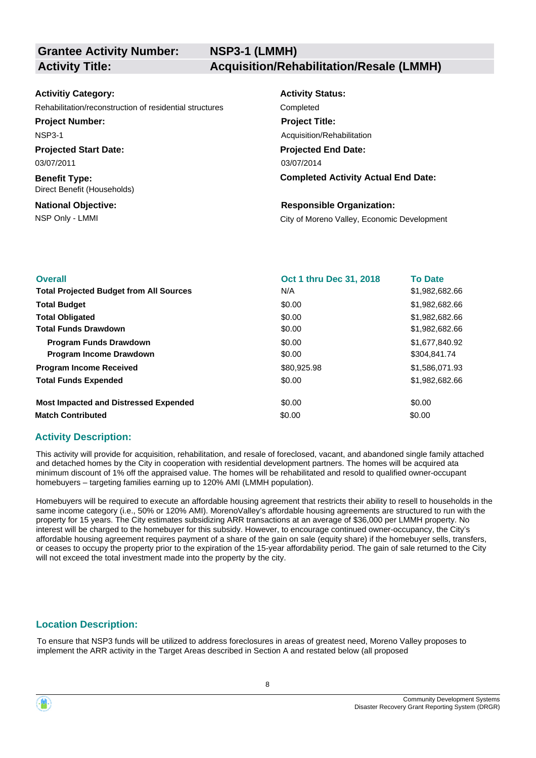| **Grantee Activity Number:** | **NSP3-1 (LMMH)** |
| --- | --- |
| **Activity Title:** | **Acquisition/Rehabilitation/Resale (LMMH)** |

**Activitiy Category:**
Rehabilitation/reconstruction of residential structures

**Activity Status:**
Completed

**Project Number:**
NSP3-1

**Project Title:**
Acquisition/Rehabilitation

**Projected Start Date:**
03/07/2011

**Projected End Date:**
03/07/2014

**Benefit Type:**
Direct Benefit (Households)

**Completed Activity Actual End Date:**

**National Objective:**
NSP Only - LMMI

**Responsible Organization:**
City of Moreno Valley, Economic Development

| **Overall** | **Oct 1 thru Dec 31, 2018** | **To Date** |
| --- | --- | --- |
| **Total Projected Budget from All Sources** | N/A | $1,982,682.66 |
| **Total Budget** | $0.00 | $1,982,682.66 |
| **Total Obligated** | $0.00 | $1,982,682.66 |
| **Total Funds Drawdown** | $0.00 | $1,982,682.66 |
| **Program Funds Drawdown** | $0.00 | $1,677,840.92 |
| **Program Income Drawdown** | $0.00 | $304,841.74 |
| **Program Income Received** | $80,925.98 | $1,586,071.93 |
| **Total Funds Expended** | $0.00 | $1,982,682.66 |
| **Most Impacted and Distressed Expended** | $0.00 | $0.00 |
| **Match Contributed** | $0.00 | $0.00 |

## Activity Description:

This activity will provide for acquisition, rehabilitation, and resale of foreclosed, vacant, and abandoned single family attached and detached homes by the City in cooperation with residential development partners. The homes will be acquired ata minimum discount of 1% off the appraised value. The homes will be rehabilitated and resold to qualified owner-occupant homebuyers – targeting families earning up to 120% AMI (LMMH population).

Homebuyers will be required to execute an affordable housing agreement that restricts their ability to resell to households in the same income category (i.e., 50% or 120% AMI). MorenoValley's affordable housing agreements are structured to run with the property for 15 years. The City estimates subsidizing ARR transactions at an average of $36,000 per LMMH property. No interest will be charged to the homebuyer for this subsidy. However, to encourage continued owner-occupancy, the City's affordable housing agreement requires payment of a share of the gain on sale (equity share) if the homebuyer sells, transfers, or ceases to occupy the property prior to the expiration of the 15-year affordability period. The gain of sale returned to the City will not exceed the total investment made into the property by the city.

## Location Description:

To ensure that NSP3 funds will be utilized to address foreclosures in areas of greatest need, Moreno Valley proposes to implement the ARR activity in the Target Areas described in Section A and restated below (all proposed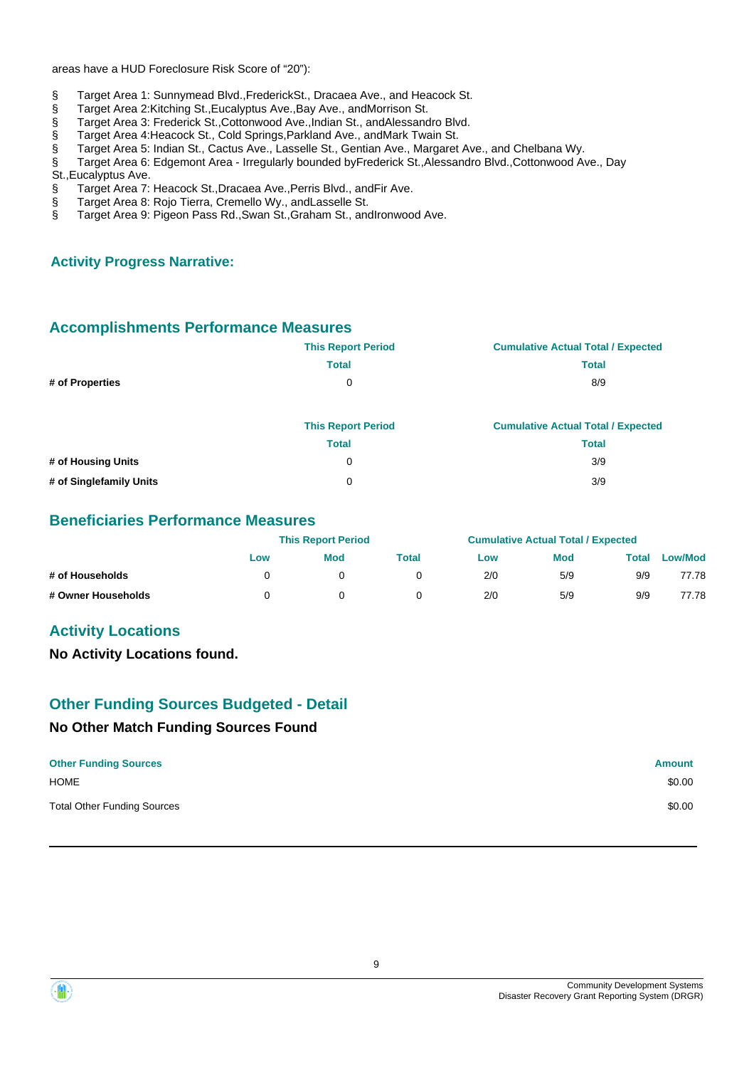areas have a HUD Foreclosure Risk Score of “20”):

- Target Area 1: Sunnymead Blvd.,FrederickSt., Dracaea Ave., and Heacock St.
- Target Area 2:Kitching St.,Eucalyptus Ave.,Bay Ave., andMorrison St.
- Target Area 3: Frederick St.,Cottonwood Ave.,Indian St., andAlessandro Blvd.
- Target Area 4:Heacock St., Cold Springs,Parkland Ave., andMark Twain St.
- Target Area 5: Indian St., Cactus Ave., Lasselle St., Gentian Ave., Margaret Ave., and Chelbana Wy.
- Target Area 6: Edgemont Area - Irregularly bounded byFrederick St.,Alessandro Blvd.,Cottonwood Ave., Day St.,Eucalyptus Ave.
- Target Area 7: Heacock St.,Dracaea Ave.,Perris Blvd., andFir Ave.
- Target Area 8: Rojo Tierra, Cremello Wy., andLasselle St.
- Target Area 9: Pigeon Pass Rd.,Swan St.,Graham St., andIronwood Ave.

## Activity Progress Narrative:

## Accomplishments Performance Measures

| | This Report Period | Cumulative Actual Total / Expected |
|---|---|---|
| | Total | Total |
| # of Properties | 0 | 8/9 |

| | This Report Period | Cumulative Actual Total / Expected |
|---|---|---|
| | Total | Total |
| # of Housing Units | 0 | 3/9 |
| # of Singlefamily Units | 0 | 3/9 |

## Beneficiaries Performance Measures

| | This Report Period | | | Cumulative Actual Total / Expected | | | |
|---|---|---|---|---|---|---|---|
| | Low | Mod | Total | Low | Mod | Total | Low/Mod |
| # of Households | 0 | 0 | 0 | 2/0 | 5/9 | 9/9 | 77.78 |
| # Owner Households | 0 | 0 | 0 | 2/0 | 5/9 | 9/9 | 77.78 |

## Activity Locations

**No Activity Locations found.**

## Other Funding Sources Budgeted - Detail

### No Other Match Funding Sources Found

| Other Funding Sources | Amount |
|---|---|
| HOME | $0.00 |
| Total Other Funding Sources | $0.00 |